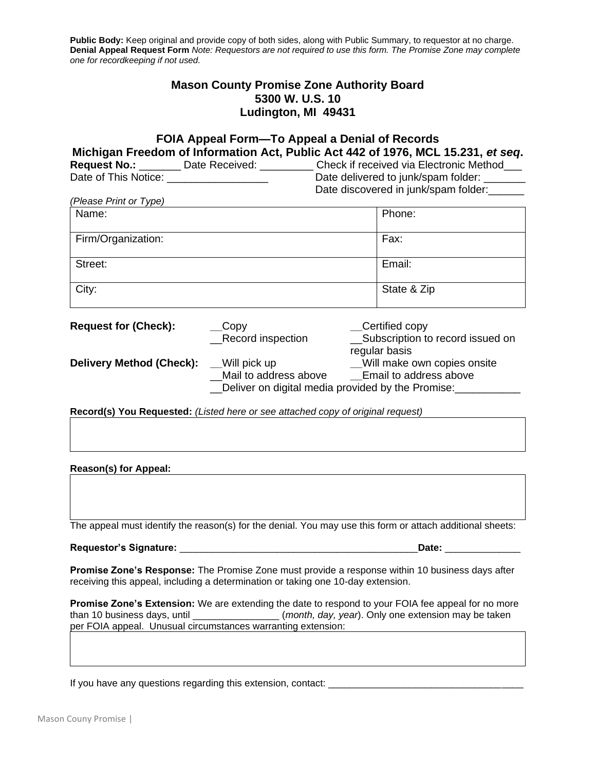**Public Body:** Keep original and provide copy of both sides, along with Public Summary, to requestor at no charge.
**Denial Appeal Request Form** *Note: Requestors are not required to use this form. The Promise Zone may complete one for recordkeeping if not used.*

## Mason County Promise Zone Authority Board
## 5300 W. U.S. 10
## Ludington, MI 49431

### FOIA Appeal Form—To Appeal a Denial of Records
### Michigan Freedom of Information Act, Public Act 442 of 1976, MCL 15.231, *et seq*.

**Request No.:** _______ Date Received: _________ Check if received via Electronic Method___
Date of This Notice: _________________ Date delivered to junk/spam folder: _______
Date discovered in junk/spam folder:______

*(Please Print or Type)*

| Name: | Phone: |
|---|---|
| Firm/Organization: | Fax: |
| Street: | Email: |
| City: | State & Zip |

**Request for (Check):** __Copy __Certified copy __Record inspection __Subscription to record issued on regular basis

**Delivery Method (Check):** __Will pick up __Will make own copies onsite __Mail to address above __Email to address above __Deliver on digital media provided by the Promise:___________

**Record(s) You Requested:** *(Listed here or see attached copy of original request)*

| |
|---|
| |

**Reason(s) for Appeal:**

| |
|---|
| |

The appeal must identify the reason(s) for the denial. You may use this form or attach additional sheets:

**Requestor's Signature:** _____________________________________________**Date:** ______________

**Promise Zone's Response:** The Promise Zone must provide a response within 10 business days after receiving this appeal, including a determination or taking one 10-day extension.

**Promise Zone's Extension:** We are extending the date to respond to your FOIA fee appeal for no more than 10 business days, until ________________ (*month, day, year*). Only one extension may be taken per FOIA appeal. Unusual circumstances warranting extension:

| |
|---|
| |

If you have any questions regarding this extension, contact: ___________________________________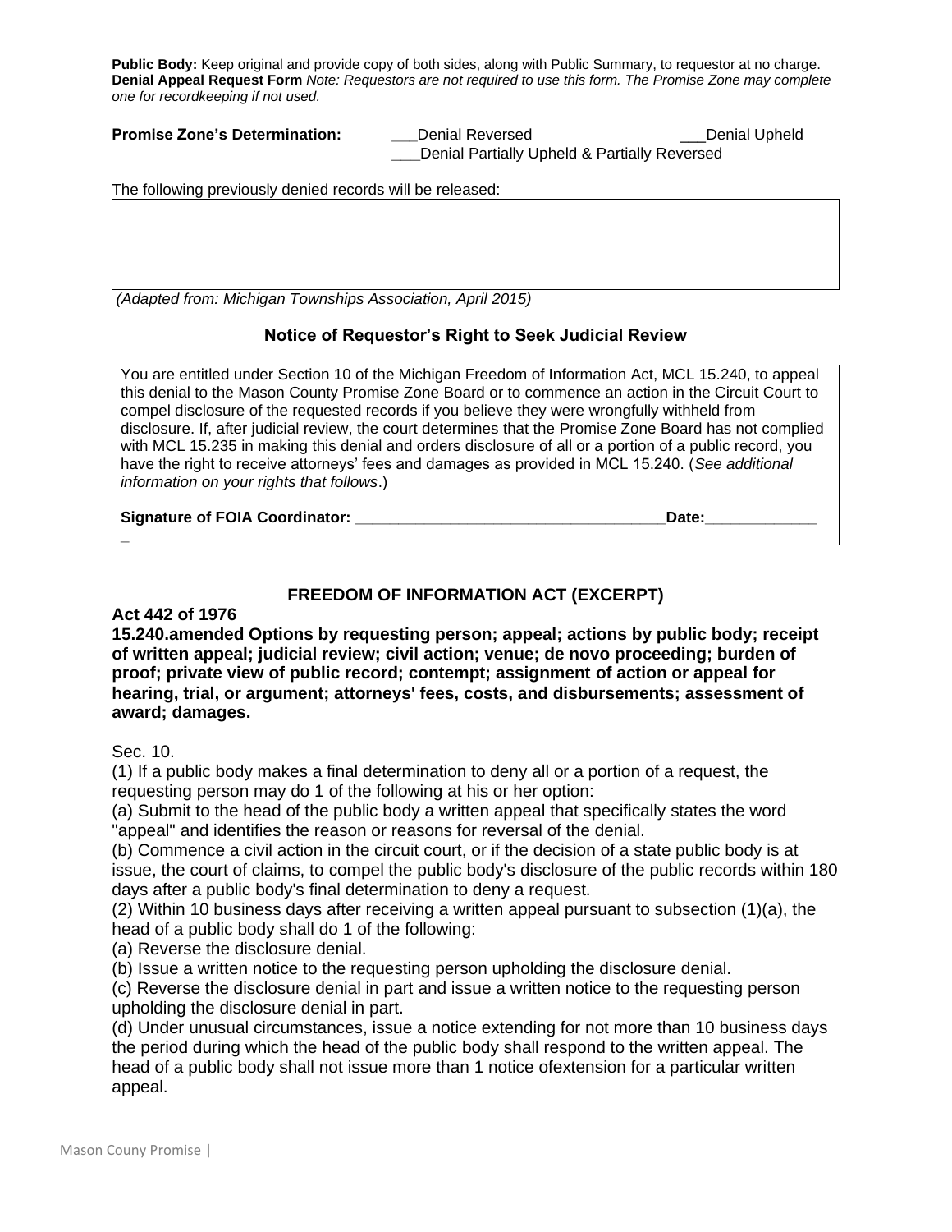**Public Body:** Keep original and provide copy of both sides, along with Public Summary, to requestor at no charge.
**Denial Appeal Request Form** *Note: Requestors are not required to use this form. The Promise Zone may complete one for recordkeeping if not used.*

**Promise Zone's Determination:** ___Denial Reversed ___Denial Upheld
___Denial Partially Upheld & Partially Reversed

The following previously denied records will be released:

*(Adapted from: Michigan Townships Association, April 2015)*

### Notice of Requestor's Right to Seek Judicial Review

You are entitled under Section 10 of the Michigan Freedom of Information Act, MCL 15.240, to appeal this denial to the Mason County Promise Zone Board or to commence an action in the Circuit Court to compel disclosure of the requested records if you believe they were wrongfully withheld from disclosure. If, after judicial review, the court determines that the Promise Zone Board has not complied with MCL 15.235 in making this denial and orders disclosure of all or a portion of a public record, you have the right to receive attorneys' fees and damages as provided in MCL 15.240. (*See additional information on your rights that follows*.)

**Signature of FOIA Coordinator: \_\_\_\_\_\_\_\_\_\_\_\_\_\_\_\_\_\_\_\_\_\_\_\_\_\_\_\_\_\_\_\_\_\_\_\_Date:\_\_\_\_\_\_\_\_\_\_\_\_\_\_**

### FREEDOM OF INFORMATION ACT (EXCERPT)

**Act 442 of 1976**

**15.240.amended Options by requesting person; appeal; actions by public body; receipt of written appeal; judicial review; civil action; venue; de novo proceeding; burden of proof; private view of public record; contempt; assignment of action or appeal for hearing, trial, or argument; attorneys' fees, costs, and disbursements; assessment of award; damages.**

Sec. 10.

(1) If a public body makes a final determination to deny all or a portion of a request, the requesting person may do 1 of the following at his or her option:

(a) Submit to the head of the public body a written appeal that specifically states the word "appeal" and identifies the reason or reasons for reversal of the denial.

(b) Commence a civil action in the circuit court, or if the decision of a state public body is at issue, the court of claims, to compel the public body's disclosure of the public records within 180 days after a public body's final determination to deny a request.

(2) Within 10 business days after receiving a written appeal pursuant to subsection (1)(a), the head of a public body shall do 1 of the following:

(a) Reverse the disclosure denial.

(b) Issue a written notice to the requesting person upholding the disclosure denial.

(c) Reverse the disclosure denial in part and issue a written notice to the requesting person upholding the disclosure denial in part.

(d) Under unusual circumstances, issue a notice extending for not more than 10 business days the period during which the head of the public body shall respond to the written appeal. The head of a public body shall not issue more than 1 notice ofextension for a particular written appeal.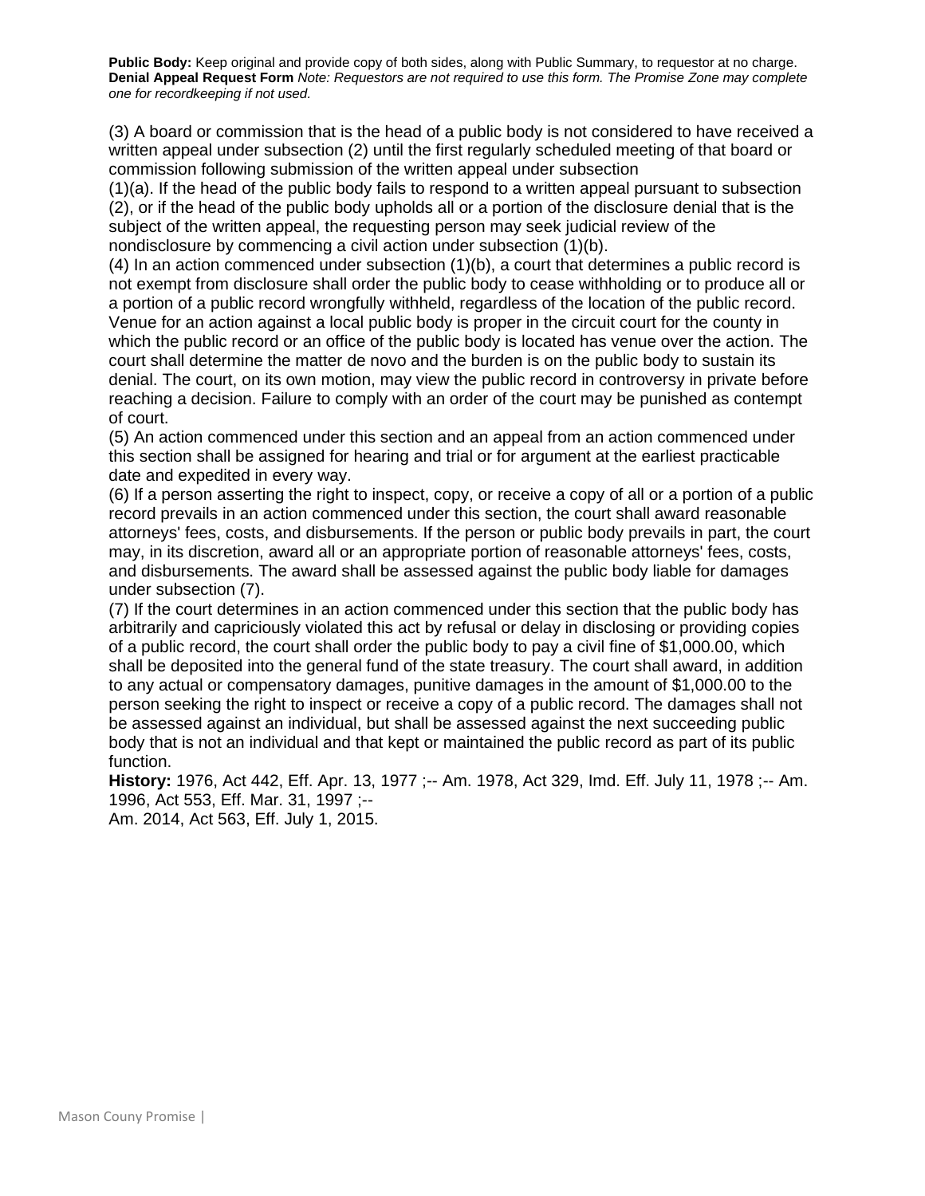**Public Body:** Keep original and provide copy of both sides, along with Public Summary, to requestor at no charge.
**Denial Appeal Request Form** *Note: Requestors are not required to use this form. The Promise Zone may complete one for recordkeeping if not used.*

(3) A board or commission that is the head of a public body is not considered to have received a written appeal under subsection (2) until the first regularly scheduled meeting of that board or commission following submission of the written appeal under subsection (1)(a). If the head of the public body fails to respond to a written appeal pursuant to subsection (2), or if the head of the public body upholds all or a portion of the disclosure denial that is the subject of the written appeal, the requesting person may seek judicial review of the nondisclosure by commencing a civil action under subsection (1)(b).
(4) In an action commenced under subsection (1)(b), a court that determines a public record is not exempt from disclosure shall order the public body to cease withholding or to produce all or a portion of a public record wrongfully withheld, regardless of the location of the public record. Venue for an action against a local public body is proper in the circuit court for the county in which the public record or an office of the public body is located has venue over the action. The court shall determine the matter de novo and the burden is on the public body to sustain its denial. The court, on its own motion, may view the public record in controversy in private before reaching a decision. Failure to comply with an order of the court may be punished as contempt of court.
(5) An action commenced under this section and an appeal from an action commenced under this section shall be assigned for hearing and trial or for argument at the earliest practicable date and expedited in every way.
(6) If a person asserting the right to inspect, copy, or receive a copy of all or a portion of a public record prevails in an action commenced under this section, the court shall award reasonable attorneys' fees, costs, and disbursements. If the person or public body prevails in part, the court may, in its discretion, award all or an appropriate portion of reasonable attorneys' fees, costs, and disbursements. The award shall be assessed against the public body liable for damages under subsection (7).
(7) If the court determines in an action commenced under this section that the public body has arbitrarily and capriciously violated this act by refusal or delay in disclosing or providing copies of a public record, the court shall order the public body to pay a civil fine of $1,000.00, which shall be deposited into the general fund of the state treasury. The court shall award, in addition to any actual or compensatory damages, punitive damages in the amount of $1,000.00 to the person seeking the right to inspect or receive a copy of a public record. The damages shall not be assessed against an individual, but shall be assessed against the next succeeding public body that is not an individual and that kept or maintained the public record as part of its public function.
**History:** 1976, Act 442, Eff. Apr. 13, 1977 ;-- Am. 1978, Act 329, Imd. Eff. July 11, 1978 ;-- Am. 1996, Act 553, Eff. Mar. 31, 1997 ;--
Am. 2014, Act 563, Eff. July 1, 2015.